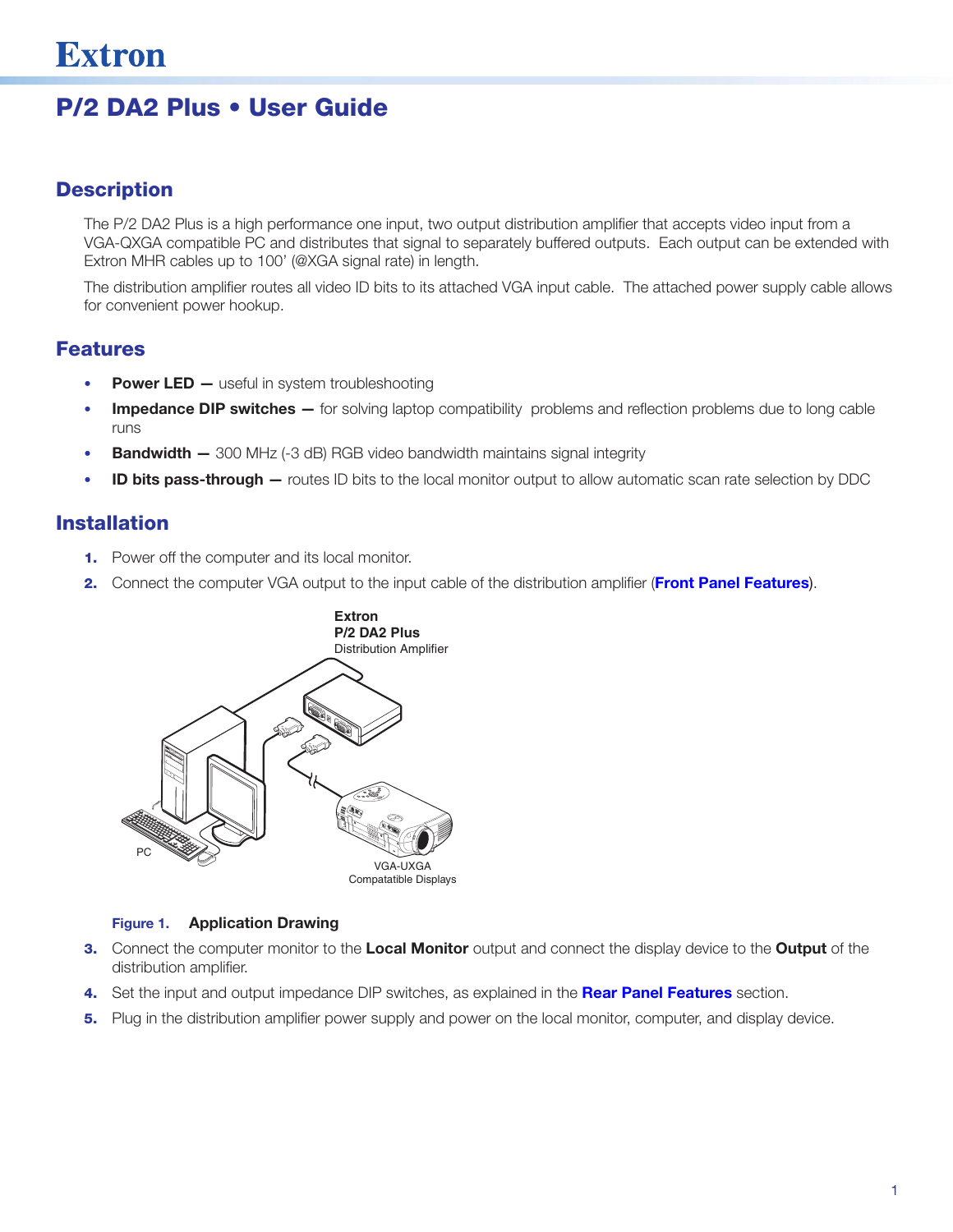# Extron

## P/2 DA2 Plus • User Guide

### Description

The P/2 DA2 Plus is a high performance one input, two output distribution amplifier that accepts video input from a VGA-QXGA compatible PC and distributes that signal to separately buffered outputs. Each output can be extended with Extron MHR cables up to 100' (@XGA signal rate) in length.

The distribution amplifier routes all video ID bits to its attached VGA input cable. The attached power supply cable allows for convenient power hookup.

### Features

- **Power LED —** useful in system troubleshooting
- **Impedance DIP switches —** for solving laptop compatibility problems and reflection problems due to long cable runs
- **Bandwidth —** 300 MHz (-3 dB) RGB video bandwidth maintains signal integrity
- **ID bits pass-through —** routes ID bits to the local monitor output to allow automatic scan rate selection by DDC

### Installation

1. Power off the computer and its local monitor.
2. Connect the computer VGA output to the input cable of the distribution amplifier (**Front Panel Features**).

Extron
P/2 DA2 Plus
Distribution Amplifier

PC

VGA-UXGA
Compatatible Displays

**Figure 1. Application Drawing**

3. Connect the computer monitor to the **Local Monitor** output and connect the display device to the **Output** of the distribution amplifier.
4. Set the input and output impedance DIP switches, as explained in the **Rear Panel Features** section.
5. Plug in the distribution amplifier power supply and power on the local monitor, computer, and display device.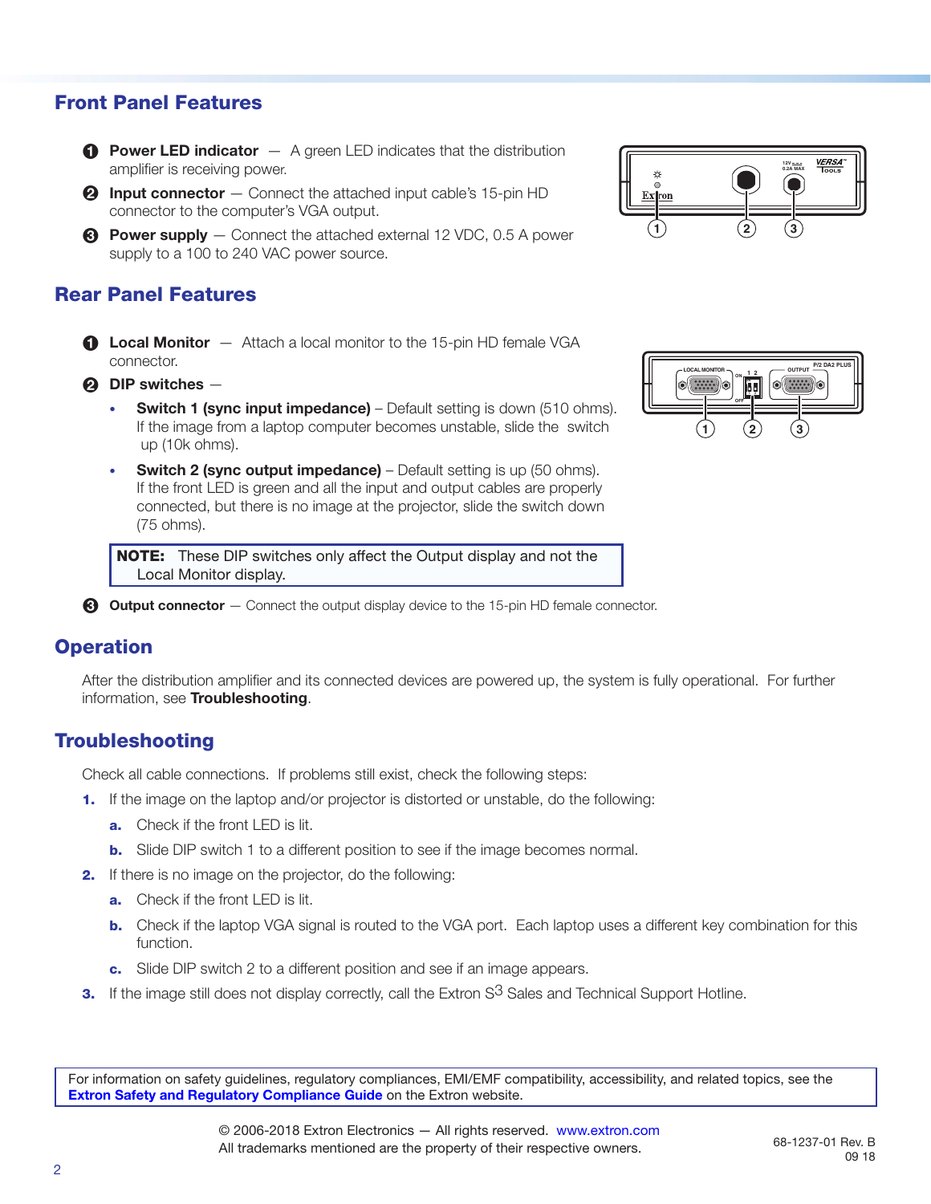## Front Panel Features

1. **Power LED indicator** — A green LED indicates that the distribution amplifier is receiving power.
2. **Input connector** — Connect the attached input cable's 15-pin HD connector to the computer's VGA output.
3. **Power supply** — Connect the attached external 12 VDC, 0.5 A power supply to a 100 to 240 VAC power source.

## Rear Panel Features

1. **Local Monitor** — Attach a local monitor to the 15-pin HD female VGA connector.
2. **DIP switches** —
   - **Switch 1 (sync input impedance)** – Default setting is down (510 ohms). If the image from a laptop computer becomes unstable, slide the switch up (10k ohms).
   - **Switch 2 (sync output impedance)** – Default setting is up (50 ohms). If the front LED is green and all the input and output cables are properly connected, but there is no image at the projector, slide the switch down (75 ohms).

   > **NOTE:** These DIP switches only affect the Output display and not the Local Monitor display.
3. **Output connector** — Connect the output display device to the 15-pin HD female connector.

## Operation

After the distribution amplifier and its connected devices are powered up, the system is fully operational. For further information, see **Troubleshooting**.

## Troubleshooting

Check all cable connections. If problems still exist, check the following steps:

1. If the image on the laptop and/or projector is distorted or unstable, do the following:
   a. Check if the front LED is lit.
   b. Slide DIP switch 1 to a different position to see if the image becomes normal.
2. If there is no image on the projector, do the following:
   a. Check if the front LED is lit.
   b. Check if the laptop VGA signal is routed to the VGA port. Each laptop uses a different key combination for this function.
   c. Slide DIP switch 2 to a different position and see if an image appears.
3. If the image still does not display correctly, call the Extron S3 Sales and Technical Support Hotline.

For information on safety guidelines, regulatory compliances, EMI/EMF compatibility, accessibility, and related topics, see the **Extron Safety and Regulatory Compliance Guide** on the Extron website.

© 2006-2018 Extron Electronics — All rights reserved. www.extron.com
All trademarks mentioned are the property of their respective owners.

68-1237-01 Rev. B
09 18